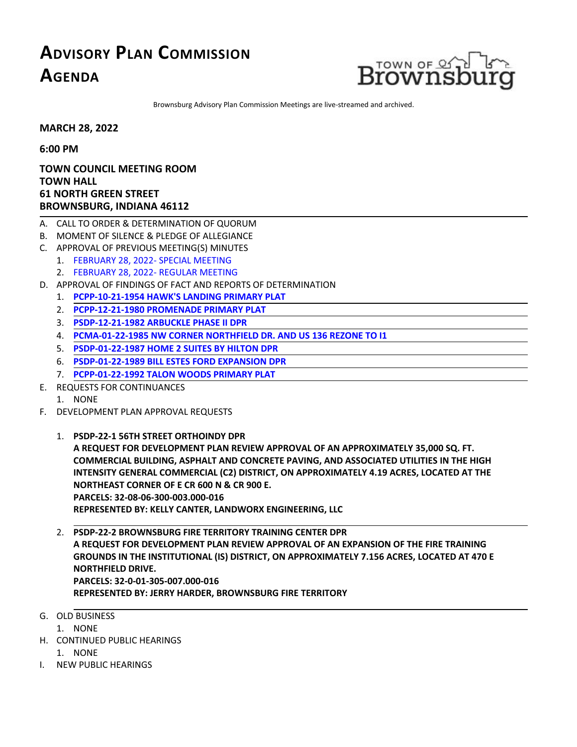# ADVISORY PLAN COMMISSION AGENDA

TOWN OF Brownsburg

Brownsburg Advisory Plan Commission Meetings are live-streamed and archived.

**MARCH 28, 2022**

**6:00 PM**

**TOWN COUNCIL MEETING ROOM**
**TOWN HALL**
**61 NORTH GREEN STREET**
**BROWNSBURG, INDIANA 46112**

A. CALL TO ORDER & DETERMINATION OF QUORUM
B. MOMENT OF SILENCE & PLEDGE OF ALLEGIANCE
C. APPROVAL OF PREVIOUS MEETING(S) MINUTES
   1. FEBRUARY 28, 2022- SPECIAL MEETING
   2. FEBRUARY 28, 2022- REGULAR MEETING
D. APPROVAL OF FINDINGS OF FACT AND REPORTS OF DETERMINATION
   1. **PCPP-10-21-1954 HAWK'S LANDING PRIMARY PLAT**
   2. **PCPP-12-21-1980 PROMENADE PRIMARY PLAT**
   3. **PSDP-12-21-1982 ARBUCKLE PHASE II DPR**
   4. **PCMA-01-22-1985 NW CORNER NORTHFIELD DR. AND US 136 REZONE TO I1**
   5. **PSDP-01-22-1987 HOME 2 SUITES BY HILTON DPR**
   6. **PSDP-01-22-1989 BILL ESTES FORD EXPANSION DPR**
   7. **PCPP-01-22-1992 TALON WOODS PRIMARY PLAT**
E. REQUESTS FOR CONTINUANCES
   1. NONE
F. DEVELOPMENT PLAN APPROVAL REQUESTS
   1. **PSDP-22-1 56TH STREET ORTHOINDY DPR**
      **A REQUEST FOR DEVELOPMENT PLAN REVIEW APPROVAL OF AN APPROXIMATELY 35,000 SQ. FT. COMMERCIAL BUILDING, ASPHALT AND CONCRETE PAVING, AND ASSOCIATED UTILITIES IN THE HIGH INTENSITY GENERAL COMMERCIAL (C2) DISTRICT, ON APPROXIMATELY 4.19 ACRES, LOCATED AT THE NORTHEAST CORNER OF E CR 600 N & CR 900 E.**
      **PARCELS: 32-08-06-300-003.000-016**
      **REPRESENTED BY: KELLY CANTER, LANDWORX ENGINEERING, LLC**
   2. **PSDP-22-2 BROWNSBURG FIRE TERRITORY TRAINING CENTER DPR**
      **A REQUEST FOR DEVELOPMENT PLAN REVIEW APPROVAL OF AN EXPANSION OF THE FIRE TRAINING GROUNDS IN THE INSTITUTIONAL (IS) DISTRICT, ON APPROXIMATELY 7.156 ACRES, LOCATED AT 470 E NORTHFIELD DRIVE.**
      **PARCELS: 32-0-01-305-007.000-016**
      **REPRESENTED BY: JERRY HARDER, BROWNSBURG FIRE TERRITORY**
G. OLD BUSINESS
   1. NONE
H. CONTINUED PUBLIC HEARINGS
   1. NONE
I. NEW PUBLIC HEARINGS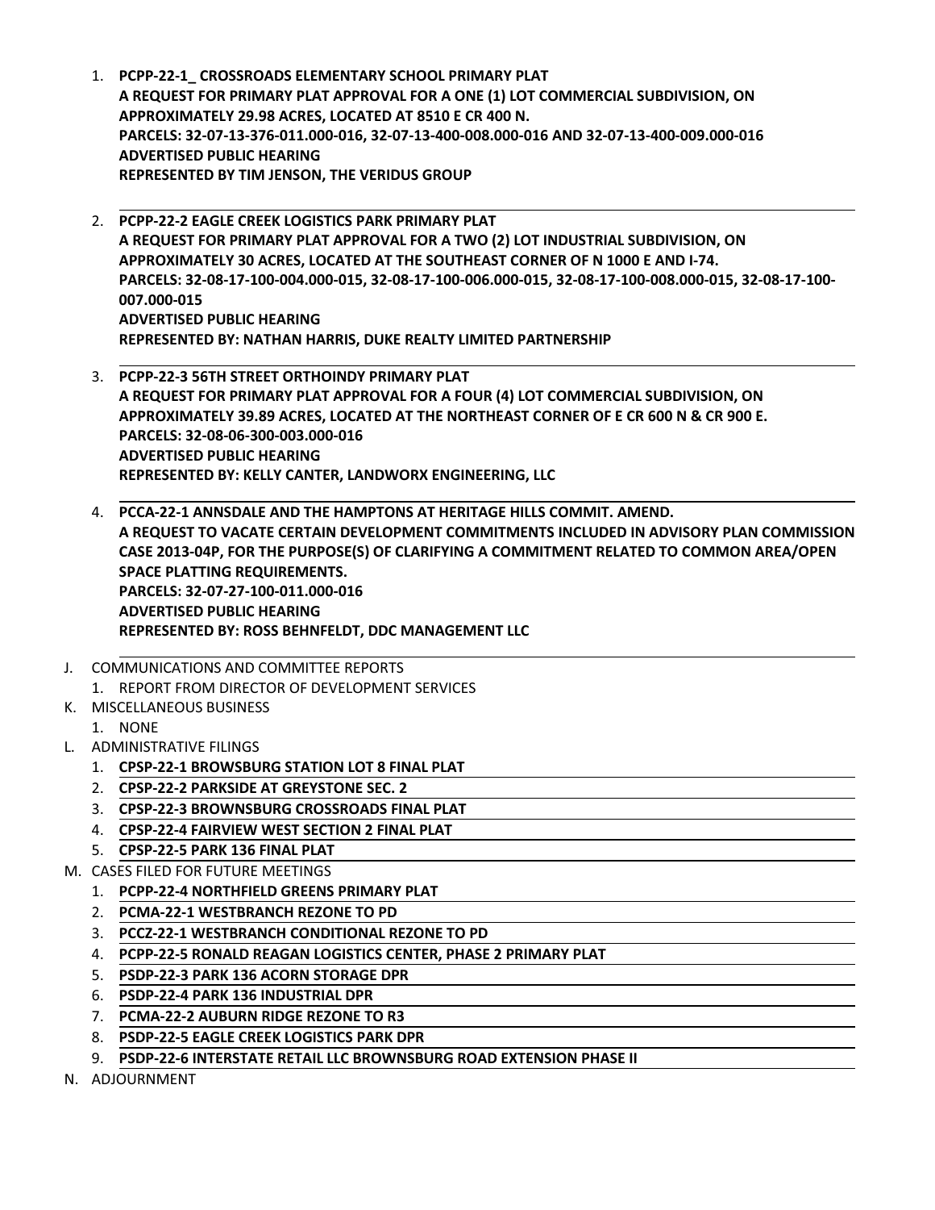1. **PCPP-22-1_ CROSSROADS ELEMENTARY SCHOOL PRIMARY PLAT**
   **A REQUEST FOR PRIMARY PLAT APPROVAL FOR A ONE (1) LOT COMMERCIAL SUBDIVISION, ON APPROXIMATELY 29.98 ACRES, LOCATED AT 8510 E CR 400 N.**
   **PARCELS: 32-07-13-376-011.000-016, 32-07-13-400-008.000-016 AND 32-07-13-400-009.000-016**
   **ADVERTISED PUBLIC HEARING**
   **REPRESENTED BY TIM JENSON, THE VERIDUS GROUP**

2. **PCPP-22-2 EAGLE CREEK LOGISTICS PARK PRIMARY PLAT**
   **A REQUEST FOR PRIMARY PLAT APPROVAL FOR A TWO (2) LOT INDUSTRIAL SUBDIVISION, ON APPROXIMATELY 30 ACRES, LOCATED AT THE SOUTHEAST CORNER OF N 1000 E AND I-74.**
   **PARCELS: 32-08-17-100-004.000-015, 32-08-17-100-006.000-015, 32-08-17-100-008.000-015, 32-08-17-100-007.000-015**
   **ADVERTISED PUBLIC HEARING**
   **REPRESENTED BY: NATHAN HARRIS, DUKE REALTY LIMITED PARTNERSHIP**

3. **PCPP-22-3 56TH STREET ORTHOINDY PRIMARY PLAT**
   **A REQUEST FOR PRIMARY PLAT APPROVAL FOR A FOUR (4) LOT COMMERCIAL SUBDIVISION, ON APPROXIMATELY 39.89 ACRES, LOCATED AT THE NORTHEAST CORNER OF E CR 600 N & CR 900 E.**
   **PARCELS: 32-08-06-300-003.000-016**
   **ADVERTISED PUBLIC HEARING**
   **REPRESENTED BY: KELLY CANTER, LANDWORX ENGINEERING, LLC**

4. **PCCA-22-1 ANNSDALE AND THE HAMPTONS AT HERITAGE HILLS COMMIT. AMEND.**
   **A REQUEST TO VACATE CERTAIN DEVELOPMENT COMMITMENTS INCLUDED IN ADVISORY PLAN COMMISSION CASE 2013-04P, FOR THE PURPOSE(S) OF CLARIFYING A COMMITMENT RELATED TO COMMON AREA/OPEN SPACE PLATTING REQUIREMENTS.**
   **PARCELS: 32-07-27-100-011.000-016**
   **ADVERTISED PUBLIC HEARING**
   **REPRESENTED BY: ROSS BEHNFELDT, DDC MANAGEMENT LLC**

J. COMMUNICATIONS AND COMMITTEE REPORTS
   1. REPORT FROM DIRECTOR OF DEVELOPMENT SERVICES

K. MISCELLANEOUS BUSINESS
   1. NONE

L. ADMINISTRATIVE FILINGS
   1. **CPSP-22-1 BROWSBURG STATION LOT 8 FINAL PLAT**
   2. **CPSP-22-2 PARKSIDE AT GREYSTONE SEC. 2**
   3. **CPSP-22-3 BROWNSBURG CROSSROADS FINAL PLAT**
   4. **CPSP-22-4 FAIRVIEW WEST SECTION 2 FINAL PLAT**
   5. **CPSP-22-5 PARK 136 FINAL PLAT**

M. CASES FILED FOR FUTURE MEETINGS
   1. **PCPP-22-4 NORTHFIELD GREENS PRIMARY PLAT**
   2. **PCMA-22-1 WESTBRANCH REZONE TO PD**
   3. **PCCZ-22-1 WESTBRANCH CONDITIONAL REZONE TO PD**
   4. **PCPP-22-5 RONALD REAGAN LOGISTICS CENTER, PHASE 2 PRIMARY PLAT**
   5. **PSDP-22-3 PARK 136 ACORN STORAGE DPR**
   6. **PSDP-22-4 PARK 136 INDUSTRIAL DPR**
   7. **PCMA-22-2 AUBURN RIDGE REZONE TO R3**
   8. **PSDP-22-5 EAGLE CREEK LOGISTICS PARK DPR**
   9. **PSDP-22-6 INTERSTATE RETAIL LLC BROWNSBURG ROAD EXTENSION PHASE II**

N. ADJOURNMENT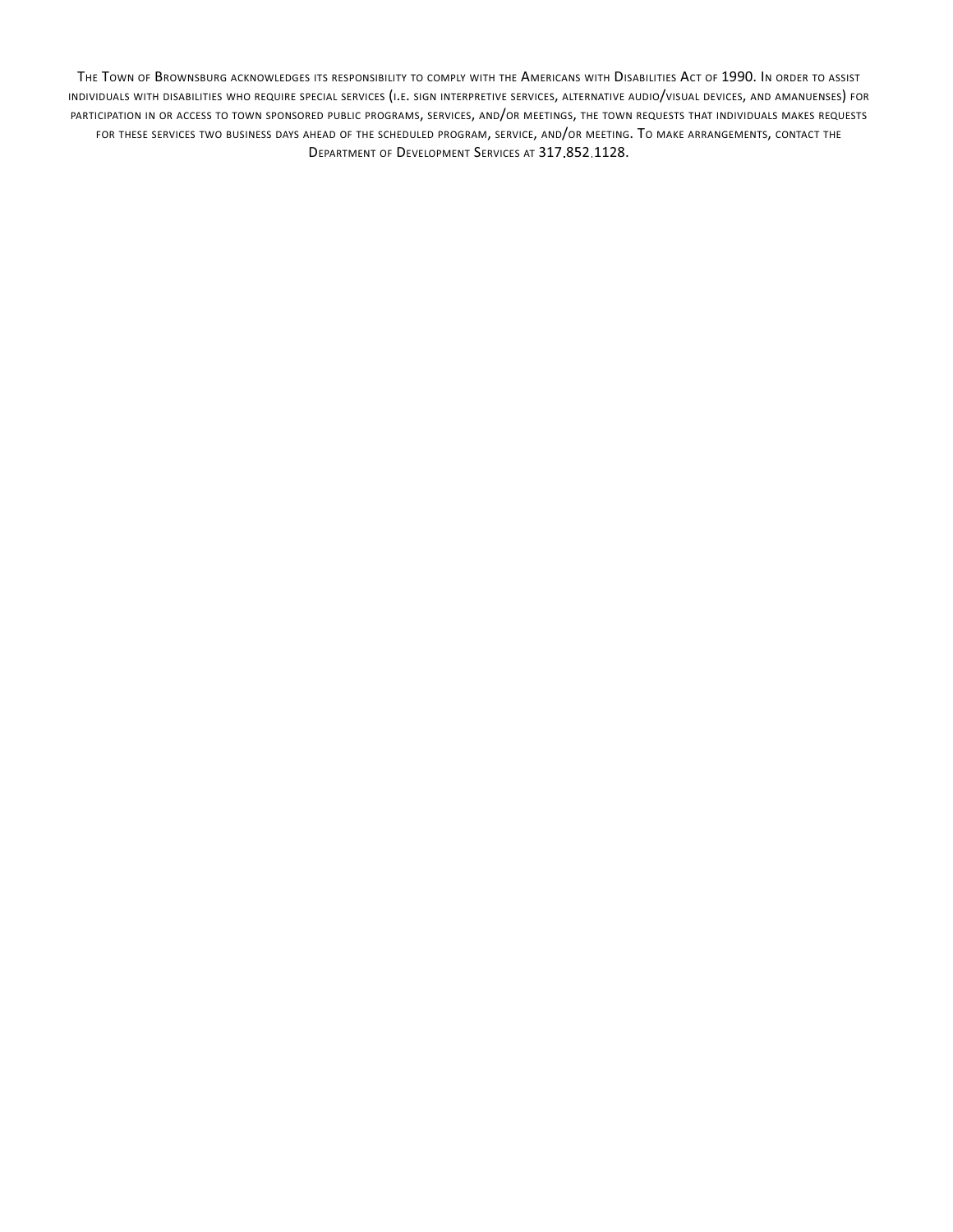The Town of Brownsburg acknowledges its responsibility to comply with the Americans with Disabilities Act of 1990. In order to assist individuals with disabilities who require special services (i.e. sign interpretive services, alternative audio/visual devices, and amanuenses) for participation in or access to town sponsored public programs, services, and/or meetings, the town requests that individuals makes requests for these services two business days ahead of the scheduled program, service, and/or meeting. To make arrangements, contact the Department of Development Services at 317.852.1128.